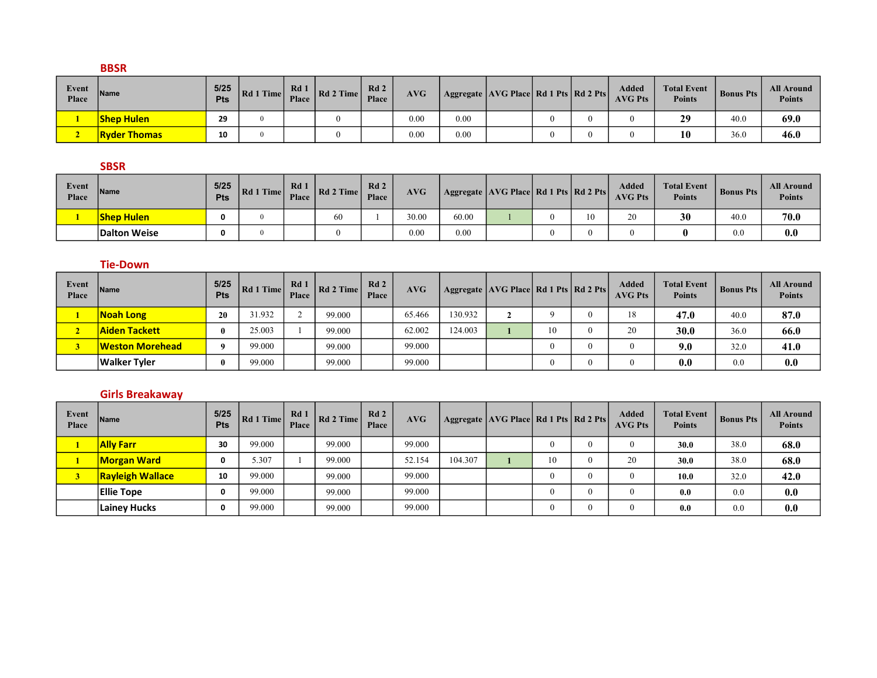## BBSR

| Event Place | Name | 5/25 Pts | Rd 1 Time | Rd 1 Place | Rd 2 Time | Rd 2 Place | AVG | Aggregate | AVG Place | Rd 1 Pts | Rd 2 Pts | Added AVG Pts | Total Event Points | Bonus Pts | All Around Points |
|---|---|---|---|---|---|---|---|---|---|---|---|---|---|---|---|
| 1 | Shep Hulen | 29 | 0 | | 0 | | 0.00 | 0.00 | | 0 | 0 | 0 | 29 | 40.0 | 69.0 |
| 2 | Ryder Thomas | 10 | 0 | | 0 | | 0.00 | 0.00 | | 0 | 0 | 0 | 10 | 36.0 | 46.0 |

## SBSR

| Event Place | Name | 5/25 Pts | Rd 1 Time | Rd 1 Place | Rd 2 Time | Rd 2 Place | AVG | Aggregate | AVG Place | Rd 1 Pts | Rd 2 Pts | Added AVG Pts | Total Event Points | Bonus Pts | All Around Points |
|---|---|---|---|---|---|---|---|---|---|---|---|---|---|---|---|
| 1 | Shep Hulen | 0 | 0 | | 60 | 1 | 30.00 | 60.00 | 1 | 0 | 10 | 20 | 30 | 40.0 | 70.0 |
| | Dalton Weise | 0 | 0 | | 0 | | 0.00 | 0.00 | | 0 | 0 | 0 | 0 | 0.0 | 0.0 |

## Tie-Down

| Event Place | Name | 5/25 Pts | Rd 1 Time | Rd 1 Place | Rd 2 Time | Rd 2 Place | AVG | Aggregate | AVG Place | Rd 1 Pts | Rd 2 Pts | Added AVG Pts | Total Event Points | Bonus Pts | All Around Points |
|---|---|---|---|---|---|---|---|---|---|---|---|---|---|---|---|
| 1 | Noah Long | 20 | 31.932 | 2 | 99.000 | | 65.466 | 130.932 | 2 | 9 | 0 | 18 | 47.0 | 40.0 | 87.0 |
| 2 | Aiden Tackett | 0 | 25.003 | 1 | 99.000 | | 62.002 | 124.003 | 1 | 10 | 0 | 20 | 30.0 | 36.0 | 66.0 |
| 3 | Weston Morehead | 9 | 99.000 | | 99.000 | | 99.000 | | | 0 | 0 | 0 | 9.0 | 32.0 | 41.0 |
| | Walker Tyler | 0 | 99.000 | | 99.000 | | 99.000 | | | 0 | 0 | 0 | 0.0 | 0.0 | 0.0 |

## Girls Breakaway

| Event Place | Name | 5/25 Pts | Rd 1 Time | Rd 1 Place | Rd 2 Time | Rd 2 Place | AVG | Aggregate | AVG Place | Rd 1 Pts | Rd 2 Pts | Added AVG Pts | Total Event Points | Bonus Pts | All Around Points |
|---|---|---|---|---|---|---|---|---|---|---|---|---|---|---|---|
| 1 | Ally Farr | 30 | 99.000 | | 99.000 | | 99.000 | | | 0 | 0 | 0 | 30.0 | 38.0 | 68.0 |
| 1 | Morgan Ward | 0 | 5.307 | 1 | 99.000 | | 52.154 | 104.307 | 1 | 10 | 0 | 20 | 30.0 | 38.0 | 68.0 |
| 3 | Rayleigh Wallace | 10 | 99.000 | | 99.000 | | 99.000 | | | 0 | 0 | 0 | 10.0 | 32.0 | 42.0 |
| | Ellie Tope | 0 | 99.000 | | 99.000 | | 99.000 | | | 0 | 0 | 0 | 0.0 | 0.0 | 0.0 |
| | Lainey Hucks | 0 | 99.000 | | 99.000 | | 99.000 | | | 0 | 0 | 0 | 0.0 | 0.0 | 0.0 |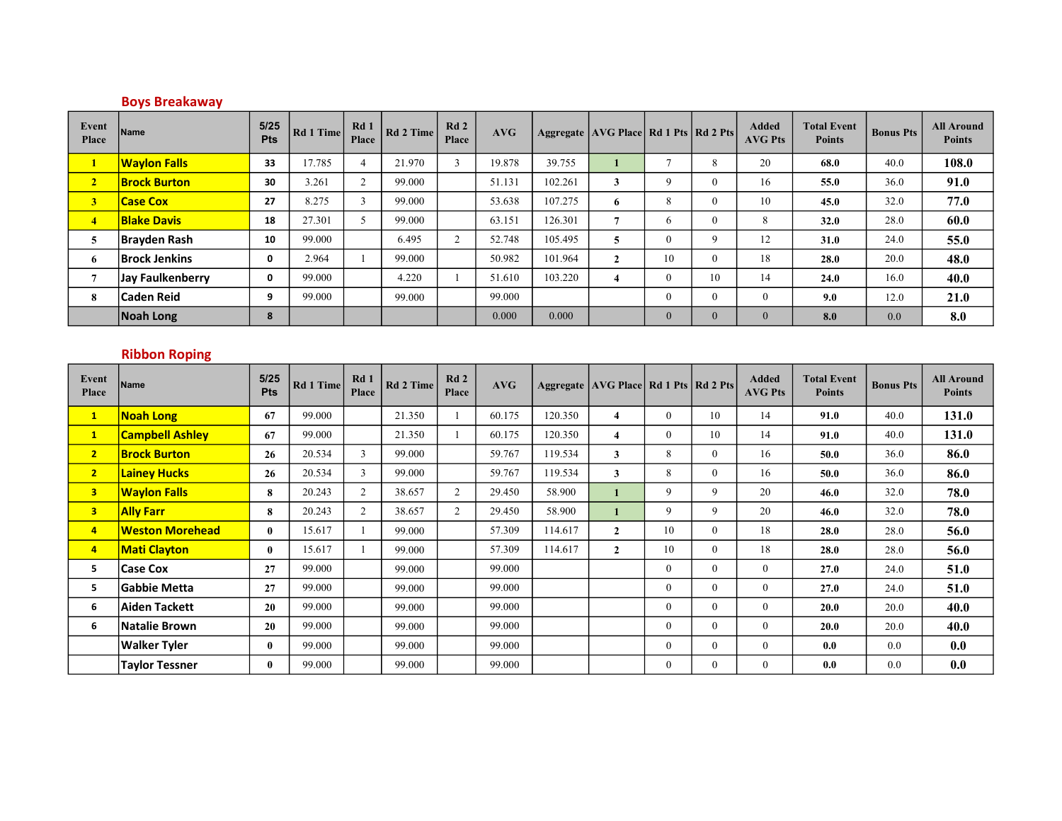## Boys Breakaway

| Event Place | Name | 5/25 Pts | Rd 1 Time | Rd 1 Place | Rd 2 Time | Rd 2 Place | AVG | Aggregate | AVG Place | Rd 1 Pts | Rd 2 Pts | Added AVG Pts | Total Event Points | Bonus Pts | All Around Points |
|---|---|---|---|---|---|---|---|---|---|---|---|---|---|---|---|
| 1 | Waylon Falls | 33 | 17.785 | 4 | 21.970 | 3 | 19.878 | 39.755 | 1 | 7 | 8 | 20 | 68.0 | 40.0 | 108.0 |
| 2 | Brock Burton | 30 | 3.261 | 2 | 99.000 | | 51.131 | 102.261 | 3 | 9 | 0 | 16 | 55.0 | 36.0 | 91.0 |
| 3 | Case Cox | 27 | 8.275 | 3 | 99.000 | | 53.638 | 107.275 | 6 | 8 | 0 | 10 | 45.0 | 32.0 | 77.0 |
| 4 | Blake Davis | 18 | 27.301 | 5 | 99.000 | | 63.151 | 126.301 | 7 | 6 | 0 | 8 | 32.0 | 28.0 | 60.0 |
| 5 | Brayden Rash | 10 | 99.000 | | 6.495 | 2 | 52.748 | 105.495 | 5 | 0 | 9 | 12 | 31.0 | 24.0 | 55.0 |
| 6 | Brock Jenkins | 0 | 2.964 | 1 | 99.000 | | 50.982 | 101.964 | 2 | 10 | 0 | 18 | 28.0 | 20.0 | 48.0 |
| 7 | Jay Faulkenberry | 0 | 99.000 | | 4.220 | 1 | 51.610 | 103.220 | 4 | 0 | 10 | 14 | 24.0 | 16.0 | 40.0 |
| 8 | Caden Reid | 9 | 99.000 | | 99.000 | | 99.000 | | | 0 | 0 | 0 | 9.0 | 12.0 | 21.0 |
| | Noah Long | 8 | | | | | 0.000 | 0.000 | | 0 | 0 | 0 | 8.0 | 0.0 | 8.0 |

## Ribbon Roping

| Event Place | Name | 5/25 Pts | Rd 1 Time | Rd 1 Place | Rd 2 Time | Rd 2 Place | AVG | Aggregate | AVG Place | Rd 1 Pts | Rd 2 Pts | Added AVG Pts | Total Event Points | Bonus Pts | All Around Points |
|---|---|---|---|---|---|---|---|---|---|---|---|---|---|---|---|
| 1 | Noah Long | 67 | 99.000 | | 21.350 | 1 | 60.175 | 120.350 | 4 | 0 | 10 | 14 | 91.0 | 40.0 | 131.0 |
| 1 | Campbell Ashley | 67 | 99.000 | | 21.350 | 1 | 60.175 | 120.350 | 4 | 0 | 10 | 14 | 91.0 | 40.0 | 131.0 |
| 2 | Brock Burton | 26 | 20.534 | 3 | 99.000 | | 59.767 | 119.534 | 3 | 8 | 0 | 16 | 50.0 | 36.0 | 86.0 |
| 2 | Lainey Hucks | 26 | 20.534 | 3 | 99.000 | | 59.767 | 119.534 | 3 | 8 | 0 | 16 | 50.0 | 36.0 | 86.0 |
| 3 | Waylon Falls | 8 | 20.243 | 2 | 38.657 | 2 | 29.450 | 58.900 | 1 | 9 | 9 | 20 | 46.0 | 32.0 | 78.0 |
| 3 | Ally Farr | 8 | 20.243 | 2 | 38.657 | 2 | 29.450 | 58.900 | 1 | 9 | 9 | 20 | 46.0 | 32.0 | 78.0 |
| 4 | Weston Morehead | 0 | 15.617 | 1 | 99.000 | | 57.309 | 114.617 | 2 | 10 | 0 | 18 | 28.0 | 28.0 | 56.0 |
| 4 | Mati Clayton | 0 | 15.617 | 1 | 99.000 | | 57.309 | 114.617 | 2 | 10 | 0 | 18 | 28.0 | 28.0 | 56.0 |
| 5 | Case Cox | 27 | 99.000 | | 99.000 | | 99.000 | | | 0 | 0 | 0 | 27.0 | 24.0 | 51.0 |
| 5 | Gabbie Metta | 27 | 99.000 | | 99.000 | | 99.000 | | | 0 | 0 | 0 | 27.0 | 24.0 | 51.0 |
| 6 | Aiden Tackett | 20 | 99.000 | | 99.000 | | 99.000 | | | 0 | 0 | 0 | 20.0 | 20.0 | 40.0 |
| 6 | Natalie Brown | 20 | 99.000 | | 99.000 | | 99.000 | | | 0 | 0 | 0 | 20.0 | 20.0 | 40.0 |
| | Walker Tyler | 0 | 99.000 | | 99.000 | | 99.000 | | | 0 | 0 | 0 | 0.0 | 0.0 | 0.0 |
| | Taylor Tessner | 0 | 99.000 | | 99.000 | | 99.000 | | | 0 | 0 | 0 | 0.0 | 0.0 | 0.0 |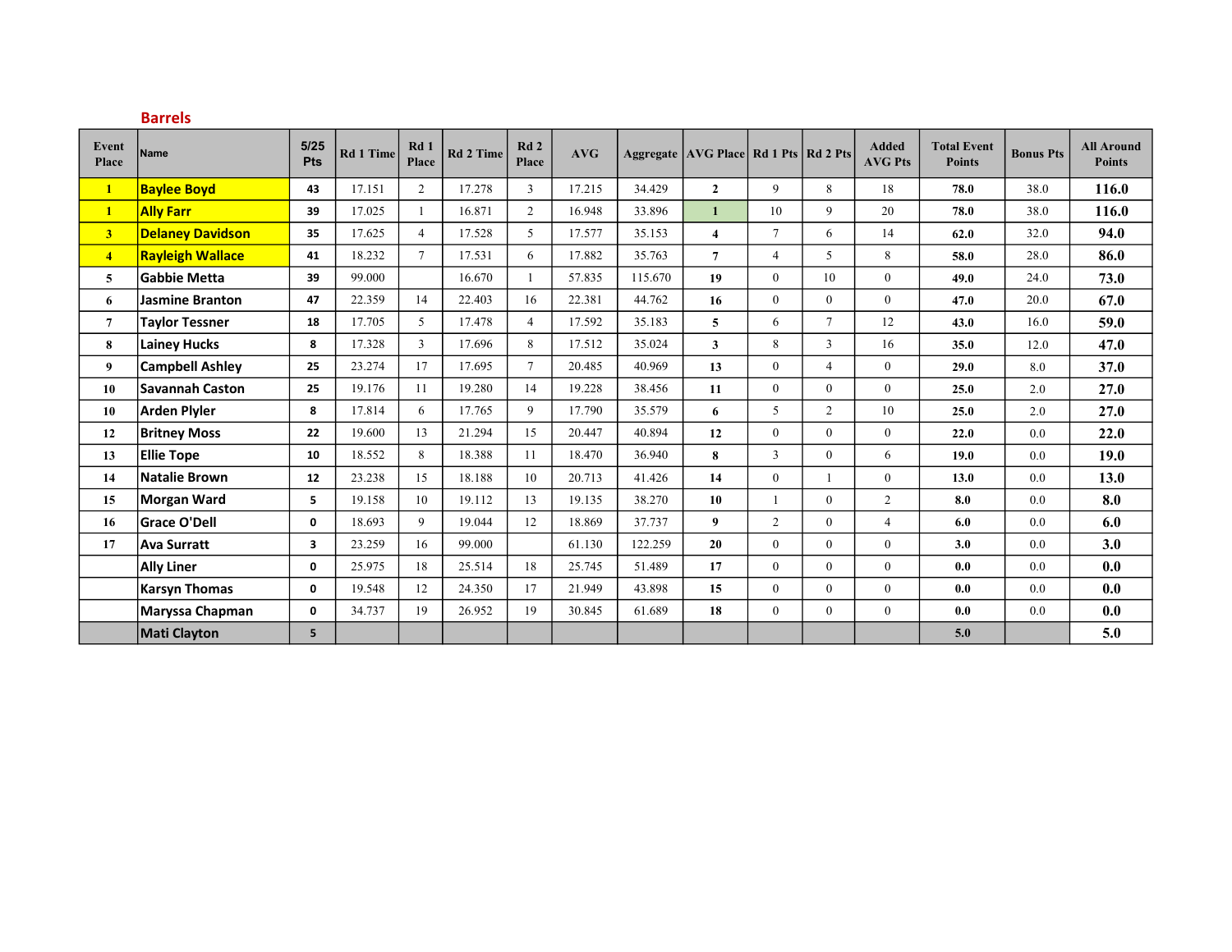## Barrels

| Event Place | Name | 5/25 Pts | Rd 1 Time | Rd 1 Place | Rd 2 Time | Rd 2 Place | AVG | Aggregate | AVG Place | Rd 1 Pts | Rd 2 Pts | Added AVG Pts | Total Event Points | Bonus Pts | All Around Points |
|---|---|---|---|---|---|---|---|---|---|---|---|---|---|---|---|
| 1 | Baylee Boyd | 43 | 17.151 | 2 | 17.278 | 3 | 17.215 | 34.429 | 2 | 9 | 8 | 18 | 78.0 | 38.0 | 116.0 |
| 1 | Ally Farr | 39 | 17.025 | 1 | 16.871 | 2 | 16.948 | 33.896 | 1 | 10 | 9 | 20 | 78.0 | 38.0 | 116.0 |
| 3 | Delaney Davidson | 35 | 17.625 | 4 | 17.528 | 5 | 17.577 | 35.153 | 4 | 7 | 6 | 14 | 62.0 | 32.0 | 94.0 |
| 4 | Rayleigh Wallace | 41 | 18.232 | 7 | 17.531 | 6 | 17.882 | 35.763 | 7 | 4 | 5 | 8 | 58.0 | 28.0 | 86.0 |
| 5 | Gabbie Metta | 39 | 99.000 | | 16.670 | 1 | 57.835 | 115.670 | 19 | 0 | 10 | 0 | 49.0 | 24.0 | 73.0 |
| 6 | Jasmine Branton | 47 | 22.359 | 14 | 22.403 | 16 | 22.381 | 44.762 | 16 | 0 | 0 | 0 | 47.0 | 20.0 | 67.0 |
| 7 | Taylor Tessner | 18 | 17.705 | 5 | 17.478 | 4 | 17.592 | 35.183 | 5 | 6 | 7 | 12 | 43.0 | 16.0 | 59.0 |
| 8 | Lainey Hucks | 8 | 17.328 | 3 | 17.696 | 8 | 17.512 | 35.024 | 3 | 8 | 3 | 16 | 35.0 | 12.0 | 47.0 |
| 9 | Campbell Ashley | 25 | 23.274 | 17 | 17.695 | 7 | 20.485 | 40.969 | 13 | 0 | 4 | 0 | 29.0 | 8.0 | 37.0 |
| 10 | Savannah Caston | 25 | 19.176 | 11 | 19.280 | 14 | 19.228 | 38.456 | 11 | 0 | 0 | 0 | 25.0 | 2.0 | 27.0 |
| 10 | Arden Plyler | 8 | 17.814 | 6 | 17.765 | 9 | 17.790 | 35.579 | 6 | 5 | 2 | 10 | 25.0 | 2.0 | 27.0 |
| 12 | Britney Moss | 22 | 19.600 | 13 | 21.294 | 15 | 20.447 | 40.894 | 12 | 0 | 0 | 0 | 22.0 | 0.0 | 22.0 |
| 13 | Ellie Tope | 10 | 18.552 | 8 | 18.388 | 11 | 18.470 | 36.940 | 8 | 3 | 0 | 6 | 19.0 | 0.0 | 19.0 |
| 14 | Natalie Brown | 12 | 23.238 | 15 | 18.188 | 10 | 20.713 | 41.426 | 14 | 0 | 1 | 0 | 13.0 | 0.0 | 13.0 |
| 15 | Morgan Ward | 5 | 19.158 | 10 | 19.112 | 13 | 19.135 | 38.270 | 10 | 1 | 0 | 2 | 8.0 | 0.0 | 8.0 |
| 16 | Grace O'Dell | 0 | 18.693 | 9 | 19.044 | 12 | 18.869 | 37.737 | 9 | 2 | 0 | 4 | 6.0 | 0.0 | 6.0 |
| 17 | Ava Surratt | 3 | 23.259 | 16 | 99.000 | | 61.130 | 122.259 | 20 | 0 | 0 | 0 | 3.0 | 0.0 | 3.0 |
| | Ally Liner | 0 | 25.975 | 18 | 25.514 | 18 | 25.745 | 51.489 | 17 | 0 | 0 | 0 | 0.0 | 0.0 | 0.0 |
| | Karsyn Thomas | 0 | 19.548 | 12 | 24.350 | 17 | 21.949 | 43.898 | 15 | 0 | 0 | 0 | 0.0 | 0.0 | 0.0 |
| | Maryssa Chapman | 0 | 34.737 | 19 | 26.952 | 19 | 30.845 | 61.689 | 18 | 0 | 0 | 0 | 0.0 | 0.0 | 0.0 |
| | Mati Clayton | 5 | | | | | | | | | | | 5.0 | | 5.0 |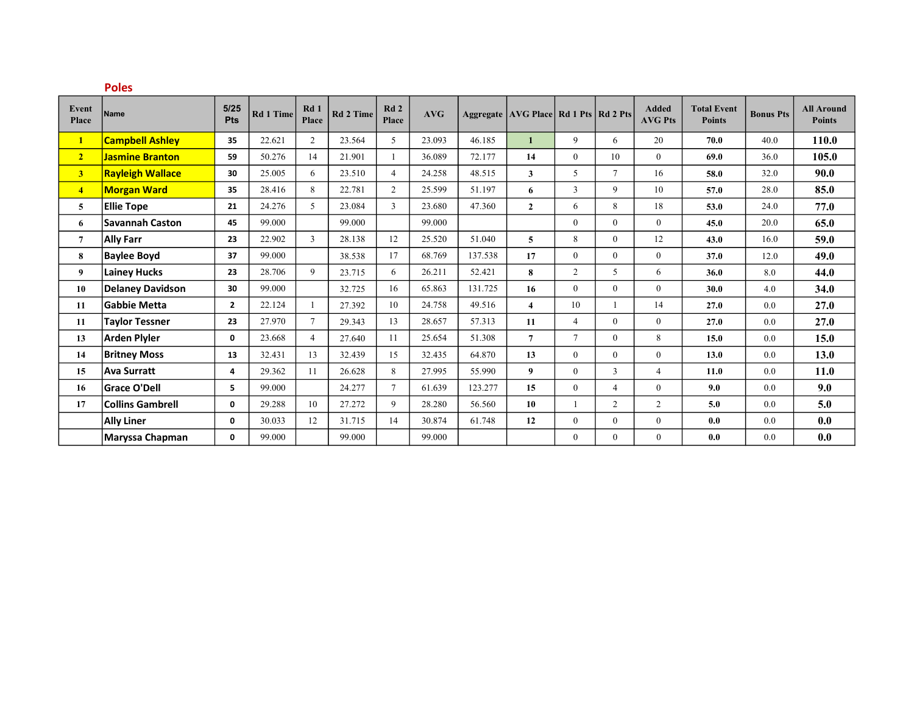## Poles

| Event Place | Name | 5/25 Pts | Rd 1 Time | Rd 1 Place | Rd 2 Time | Rd 2 Place | AVG | Aggregate | AVG Place | Rd 1 Pts | Rd 2 Pts | Added AVG Pts | Total Event Points | Bonus Pts | All Around Points |
|---|---|---|---|---|---|---|---|---|---|---|---|---|---|---|---|
| 1 | Campbell Ashley | 35 | 22.621 | 2 | 23.564 | 5 | 23.093 | 46.185 | 1 | 9 | 6 | 20 | 70.0 | 40.0 | 110.0 |
| 2 | Jasmine Branton | 59 | 50.276 | 14 | 21.901 | 1 | 36.089 | 72.177 | 14 | 0 | 10 | 0 | 69.0 | 36.0 | 105.0 |
| 3 | Rayleigh Wallace | 30 | 25.005 | 6 | 23.510 | 4 | 24.258 | 48.515 | 3 | 5 | 7 | 16 | 58.0 | 32.0 | 90.0 |
| 4 | Morgan Ward | 35 | 28.416 | 8 | 22.781 | 2 | 25.599 | 51.197 | 6 | 3 | 9 | 10 | 57.0 | 28.0 | 85.0 |
| 5 | Ellie Tope | 21 | 24.276 | 5 | 23.084 | 3 | 23.680 | 47.360 | 2 | 6 | 8 | 18 | 53.0 | 24.0 | 77.0 |
| 6 | Savannah Caston | 45 | 99.000 | | 99.000 | | 99.000 | | | 0 | 0 | 0 | 45.0 | 20.0 | 65.0 |
| 7 | Ally Farr | 23 | 22.902 | 3 | 28.138 | 12 | 25.520 | 51.040 | 5 | 8 | 0 | 12 | 43.0 | 16.0 | 59.0 |
| 8 | Baylee Boyd | 37 | 99.000 | | 38.538 | 17 | 68.769 | 137.538 | 17 | 0 | 0 | 0 | 37.0 | 12.0 | 49.0 |
| 9 | Lainey Hucks | 23 | 28.706 | 9 | 23.715 | 6 | 26.211 | 52.421 | 8 | 2 | 5 | 6 | 36.0 | 8.0 | 44.0 |
| 10 | Delaney Davidson | 30 | 99.000 | | 32.725 | 16 | 65.863 | 131.725 | 16 | 0 | 0 | 0 | 30.0 | 4.0 | 34.0 |
| 11 | Gabbie Metta | 2 | 22.124 | 1 | 27.392 | 10 | 24.758 | 49.516 | 4 | 10 | 1 | 14 | 27.0 | 0.0 | 27.0 |
| 11 | Taylor Tessner | 23 | 27.970 | 7 | 29.343 | 13 | 28.657 | 57.313 | 11 | 4 | 0 | 0 | 27.0 | 0.0 | 27.0 |
| 13 | Arden Plyler | 0 | 23.668 | 4 | 27.640 | 11 | 25.654 | 51.308 | 7 | 7 | 0 | 8 | 15.0 | 0.0 | 15.0 |
| 14 | Britney Moss | 13 | 32.431 | 13 | 32.439 | 15 | 32.435 | 64.870 | 13 | 0 | 0 | 0 | 13.0 | 0.0 | 13.0 |
| 15 | Ava Surratt | 4 | 29.362 | 11 | 26.628 | 8 | 27.995 | 55.990 | 9 | 0 | 3 | 4 | 11.0 | 0.0 | 11.0 |
| 16 | Grace O'Dell | 5 | 99.000 | | 24.277 | 7 | 61.639 | 123.277 | 15 | 0 | 4 | 0 | 9.0 | 0.0 | 9.0 |
| 17 | Collins Gambrell | 0 | 29.288 | 10 | 27.272 | 9 | 28.280 | 56.560 | 10 | 1 | 2 | 2 | 5.0 | 0.0 | 5.0 |
| | Ally Liner | 0 | 30.033 | 12 | 31.715 | 14 | 30.874 | 61.748 | 12 | 0 | 0 | 0 | 0.0 | 0.0 | 0.0 |
| | Maryssa Chapman | 0 | 99.000 | | 99.000 | | 99.000 | | | 0 | 0 | 0 | 0.0 | 0.0 | 0.0 |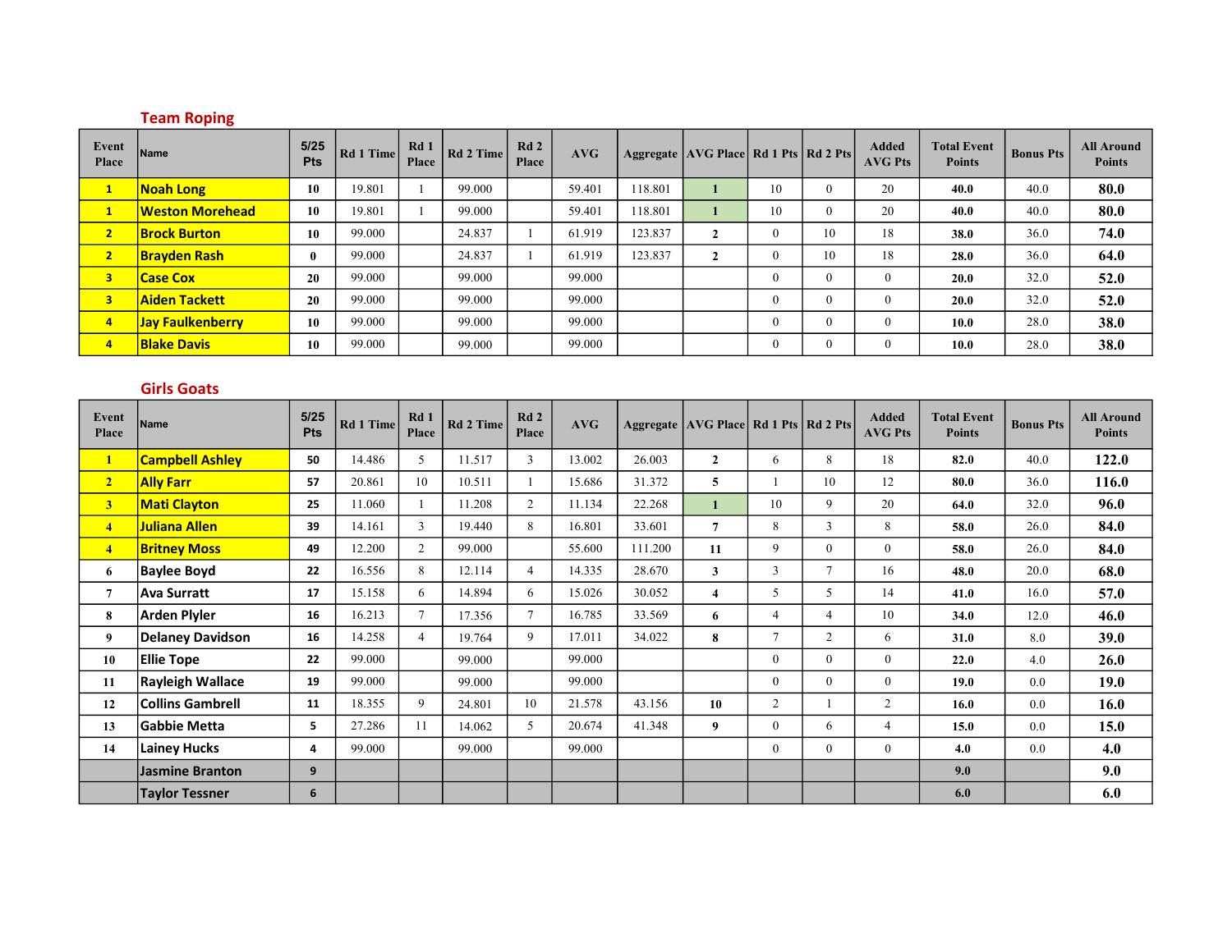## Team Roping

| Event Place | Name | 5/25 Pts | Rd 1 Time | Rd 1 Place | Rd 2 Time | Rd 2 Place | AVG | Aggregate | AVG Place | Rd 1 Pts | Rd 2 Pts | Added AVG Pts | Total Event Points | Bonus Pts | All Around Points |
|---|---|---|---|---|---|---|---|---|---|---|---|---|---|---|---|
| 1 | Noah Long | 10 | 19.801 | 1 | 99.000 | | 59.401 | 118.801 | 1 | 10 | 0 | 20 | 40.0 | 40.0 | 80.0 |
| 1 | Weston Morehead | 10 | 19.801 | 1 | 99.000 | | 59.401 | 118.801 | 1 | 10 | 0 | 20 | 40.0 | 40.0 | 80.0 |
| 2 | Brock Burton | 10 | 99.000 | | 24.837 | 1 | 61.919 | 123.837 | 2 | 0 | 10 | 18 | 38.0 | 36.0 | 74.0 |
| 2 | Brayden Rash | 0 | 99.000 | | 24.837 | 1 | 61.919 | 123.837 | 2 | 0 | 10 | 18 | 28.0 | 36.0 | 64.0 |
| 3 | Case Cox | 20 | 99.000 | | 99.000 | | 99.000 | | | 0 | 0 | 0 | 20.0 | 32.0 | 52.0 |
| 3 | Aiden Tackett | 20 | 99.000 | | 99.000 | | 99.000 | | | 0 | 0 | 0 | 20.0 | 32.0 | 52.0 |
| 4 | Jay Faulkenberry | 10 | 99.000 | | 99.000 | | 99.000 | | | 0 | 0 | 0 | 10.0 | 28.0 | 38.0 |
| 4 | Blake Davis | 10 | 99.000 | | 99.000 | | 99.000 | | | 0 | 0 | 0 | 10.0 | 28.0 | 38.0 |

## Girls Goats

| Event Place | Name | 5/25 Pts | Rd 1 Time | Rd 1 Place | Rd 2 Time | Rd 2 Place | AVG | Aggregate | AVG Place | Rd 1 Pts | Rd 2 Pts | Added AVG Pts | Total Event Points | Bonus Pts | All Around Points |
|---|---|---|---|---|---|---|---|---|---|---|---|---|---|---|---|
| 1 | Campbell Ashley | 50 | 14.486 | 5 | 11.517 | 3 | 13.002 | 26.003 | 2 | 6 | 8 | 18 | 82.0 | 40.0 | 122.0 |
| 2 | Ally Farr | 57 | 20.861 | 10 | 10.511 | 1 | 15.686 | 31.372 | 5 | 1 | 10 | 12 | 80.0 | 36.0 | 116.0 |
| 3 | Mati Clayton | 25 | 11.060 | 1 | 11.208 | 2 | 11.134 | 22.268 | 1 | 10 | 9 | 20 | 64.0 | 32.0 | 96.0 |
| 4 | Juliana Allen | 39 | 14.161 | 3 | 19.440 | 8 | 16.801 | 33.601 | 7 | 8 | 3 | 8 | 58.0 | 26.0 | 84.0 |
| 4 | Britney Moss | 49 | 12.200 | 2 | 99.000 | | 55.600 | 111.200 | 11 | 9 | 0 | 0 | 58.0 | 26.0 | 84.0 |
| 6 | Baylee Boyd | 22 | 16.556 | 8 | 12.114 | 4 | 14.335 | 28.670 | 3 | 3 | 7 | 16 | 48.0 | 20.0 | 68.0 |
| 7 | Ava Surratt | 17 | 15.158 | 6 | 14.894 | 6 | 15.026 | 30.052 | 4 | 5 | 5 | 14 | 41.0 | 16.0 | 57.0 |
| 8 | Arden Plyler | 16 | 16.213 | 7 | 17.356 | 7 | 16.785 | 33.569 | 6 | 4 | 4 | 10 | 34.0 | 12.0 | 46.0 |
| 9 | Delaney Davidson | 16 | 14.258 | 4 | 19.764 | 9 | 17.011 | 34.022 | 8 | 7 | 2 | 6 | 31.0 | 8.0 | 39.0 |
| 10 | Ellie Tope | 22 | 99.000 | | 99.000 | | 99.000 | | | 0 | 0 | 0 | 22.0 | 4.0 | 26.0 |
| 11 | Rayleigh Wallace | 19 | 99.000 | | 99.000 | | 99.000 | | | 0 | 0 | 0 | 19.0 | 0.0 | 19.0 |
| 12 | Collins Gambrell | 11 | 18.355 | 9 | 24.801 | 10 | 21.578 | 43.156 | 10 | 2 | 1 | 2 | 16.0 | 0.0 | 16.0 |
| 13 | Gabbie Metta | 5 | 27.286 | 11 | 14.062 | 5 | 20.674 | 41.348 | 9 | 0 | 6 | 4 | 15.0 | 0.0 | 15.0 |
| 14 | Lainey Hucks | 4 | 99.000 | | 99.000 | | 99.000 | | | 0 | 0 | 0 | 4.0 | 0.0 | 4.0 |
| | Jasmine Branton | 9 | | | | | | | | | | | 9.0 | | 9.0 |
| | Taylor Tessner | 6 | | | | | | | | | | | 6.0 | | 6.0 |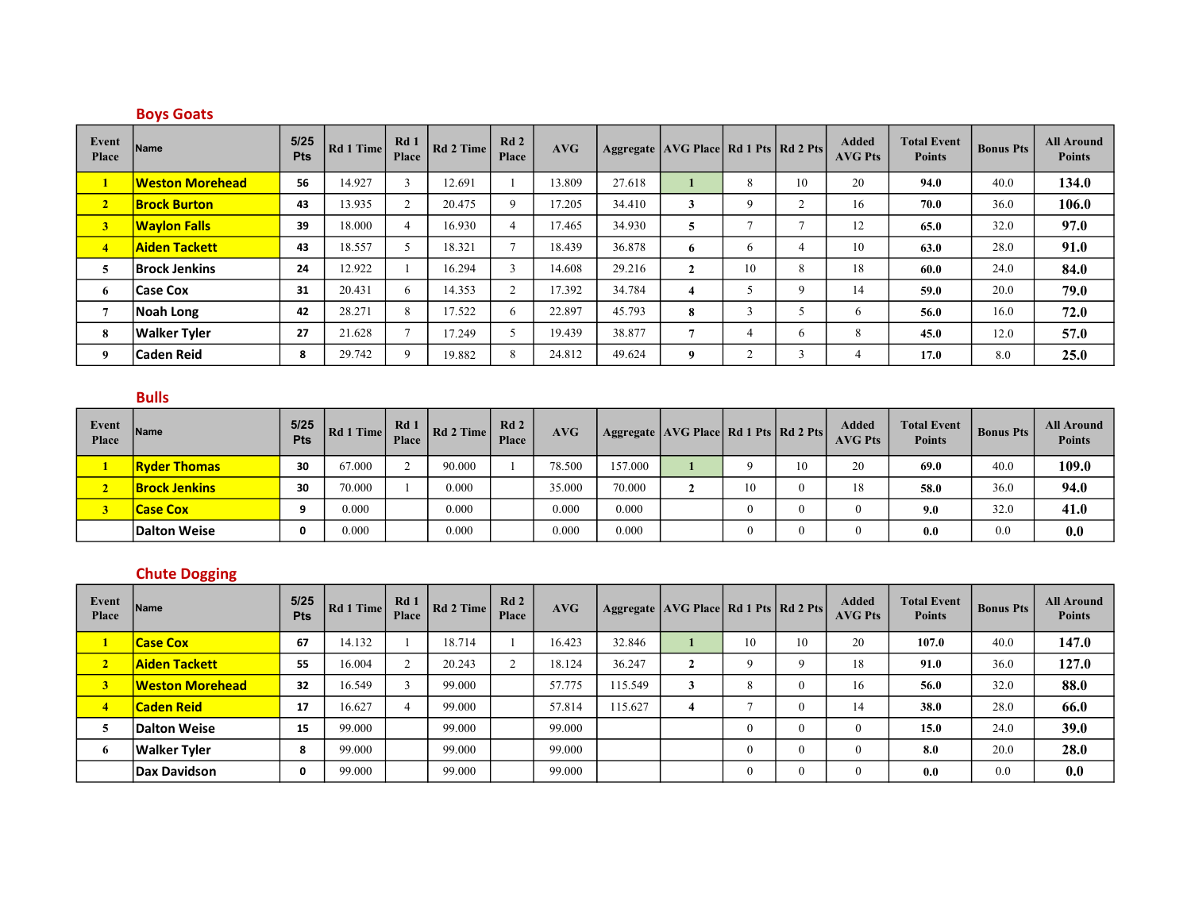## Boys Goats

| Event Place | Name | 5/25 Pts | Rd 1 Time | Rd 1 Place | Rd 2 Time | Rd 2 Place | AVG | Aggregate | AVG Place | Rd 1 Pts | Rd 2 Pts | Added AVG Pts | Total Event Points | Bonus Pts | All Around Points |
|---|---|---|---|---|---|---|---|---|---|---|---|---|---|---|---|
| 1 | Weston Morehead | 56 | 14.927 | 3 | 12.691 | 1 | 13.809 | 27.618 | 1 | 8 | 10 | 20 | 94.0 | 40.0 | 134.0 |
| 2 | Brock Burton | 43 | 13.935 | 2 | 20.475 | 9 | 17.205 | 34.410 | 3 | 9 | 2 | 16 | 70.0 | 36.0 | 106.0 |
| 3 | Waylon Falls | 39 | 18.000 | 4 | 16.930 | 4 | 17.465 | 34.930 | 5 | 7 | 7 | 12 | 65.0 | 32.0 | 97.0 |
| 4 | Aiden Tackett | 43 | 18.557 | 5 | 18.321 | 7 | 18.439 | 36.878 | 6 | 6 | 4 | 10 | 63.0 | 28.0 | 91.0 |
| 5 | Brock Jenkins | 24 | 12.922 | 1 | 16.294 | 3 | 14.608 | 29.216 | 2 | 10 | 8 | 18 | 60.0 | 24.0 | 84.0 |
| 6 | Case Cox | 31 | 20.431 | 6 | 14.353 | 2 | 17.392 | 34.784 | 4 | 5 | 9 | 14 | 59.0 | 20.0 | 79.0 |
| 7 | Noah Long | 42 | 28.271 | 8 | 17.522 | 6 | 22.897 | 45.793 | 8 | 3 | 5 | 6 | 56.0 | 16.0 | 72.0 |
| 8 | Walker Tyler | 27 | 21.628 | 7 | 17.249 | 5 | 19.439 | 38.877 | 7 | 4 | 6 | 8 | 45.0 | 12.0 | 57.0 |
| 9 | Caden Reid | 8 | 29.742 | 9 | 19.882 | 8 | 24.812 | 49.624 | 9 | 2 | 3 | 4 | 17.0 | 8.0 | 25.0 |

## Bulls

| Event Place | Name | 5/25 Pts | Rd 1 Time | Rd 1 Place | Rd 2 Time | Rd 2 Place | AVG | Aggregate | AVG Place | Rd 1 Pts | Rd 2 Pts | Added AVG Pts | Total Event Points | Bonus Pts | All Around Points |
|---|---|---|---|---|---|---|---|---|---|---|---|---|---|---|---|
| 1 | Ryder Thomas | 30 | 67.000 | 2 | 90.000 | 1 | 78.500 | 157.000 | 1 | 9 | 10 | 20 | 69.0 | 40.0 | 109.0 |
| 2 | Brock Jenkins | 30 | 70.000 | 1 | 0.000 | | 35.000 | 70.000 | 2 | 10 | 0 | 18 | 58.0 | 36.0 | 94.0 |
| 3 | Case Cox | 9 | 0.000 | | 0.000 | | 0.000 | 0.000 | | 0 | 0 | 0 | 9.0 | 32.0 | 41.0 |
| | Dalton Weise | 0 | 0.000 | | 0.000 | | 0.000 | 0.000 | | 0 | 0 | 0 | 0.0 | 0.0 | 0.0 |

## Chute Dogging

| Event Place | Name | 5/25 Pts | Rd 1 Time | Rd 1 Place | Rd 2 Time | Rd 2 Place | AVG | Aggregate | AVG Place | Rd 1 Pts | Rd 2 Pts | Added AVG Pts | Total Event Points | Bonus Pts | All Around Points |
|---|---|---|---|---|---|---|---|---|---|---|---|---|---|---|---|
| 1 | Case Cox | 67 | 14.132 | 1 | 18.714 | 1 | 16.423 | 32.846 | 1 | 10 | 10 | 20 | 107.0 | 40.0 | 147.0 |
| 2 | Aiden Tackett | 55 | 16.004 | 2 | 20.243 | 2 | 18.124 | 36.247 | 2 | 9 | 9 | 18 | 91.0 | 36.0 | 127.0 |
| 3 | Weston Morehead | 32 | 16.549 | 3 | 99.000 | | 57.775 | 115.549 | 3 | 8 | 0 | 16 | 56.0 | 32.0 | 88.0 |
| 4 | Caden Reid | 17 | 16.627 | 4 | 99.000 | | 57.814 | 115.627 | 4 | 7 | 0 | 14 | 38.0 | 28.0 | 66.0 |
| 5 | Dalton Weise | 15 | 99.000 | | 99.000 | | 99.000 | | | 0 | 0 | 0 | 15.0 | 24.0 | 39.0 |
| 6 | Walker Tyler | 8 | 99.000 | | 99.000 | | 99.000 | | | 0 | 0 | 0 | 8.0 | 20.0 | 28.0 |
| | Dax Davidson | 0 | 99.000 | | 99.000 | | 99.000 | | | 0 | 0 | 0 | 0.0 | 0.0 | 0.0 |